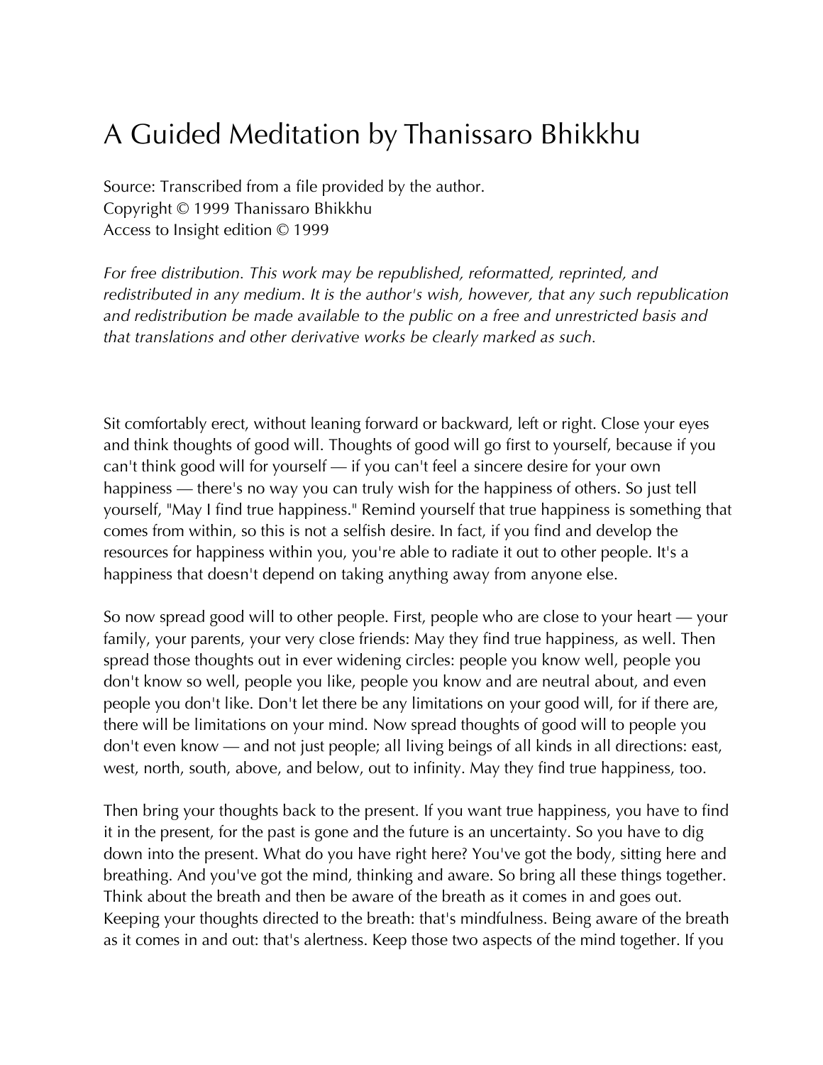# A Guided Meditation by Thanissaro Bhikkhu

Source: Transcribed from a file provided by the author.
Copyright © 1999 Thanissaro Bhikkhu
Access to Insight edition © 1999

*For free distribution. This work may be republished, reformatted, reprinted, and redistributed in any medium. It is the author's wish, however, that any such republication and redistribution be made available to the public on a free and unrestricted basis and that translations and other derivative works be clearly marked as such.*

Sit comfortably erect, without leaning forward or backward, left or right. Close your eyes and think thoughts of good will. Thoughts of good will go first to yourself, because if you can't think good will for yourself — if you can't feel a sincere desire for your own happiness — there's no way you can truly wish for the happiness of others. So just tell yourself, "May I find true happiness." Remind yourself that true happiness is something that comes from within, so this is not a selfish desire. In fact, if you find and develop the resources for happiness within you, you're able to radiate it out to other people. It's a happiness that doesn't depend on taking anything away from anyone else.

So now spread good will to other people. First, people who are close to your heart — your family, your parents, your very close friends: May they find true happiness, as well. Then spread those thoughts out in ever widening circles: people you know well, people you don't know so well, people you like, people you know and are neutral about, and even people you don't like. Don't let there be any limitations on your good will, for if there are, there will be limitations on your mind. Now spread thoughts of good will to people you don't even know — and not just people; all living beings of all kinds in all directions: east, west, north, south, above, and below, out to infinity. May they find true happiness, too.

Then bring your thoughts back to the present. If you want true happiness, you have to find it in the present, for the past is gone and the future is an uncertainty. So you have to dig down into the present. What do you have right here? You've got the body, sitting here and breathing. And you've got the mind, thinking and aware. So bring all these things together. Think about the breath and then be aware of the breath as it comes in and goes out. Keeping your thoughts directed to the breath: that's mindfulness. Being aware of the breath as it comes in and out: that's alertness. Keep those two aspects of the mind together. If you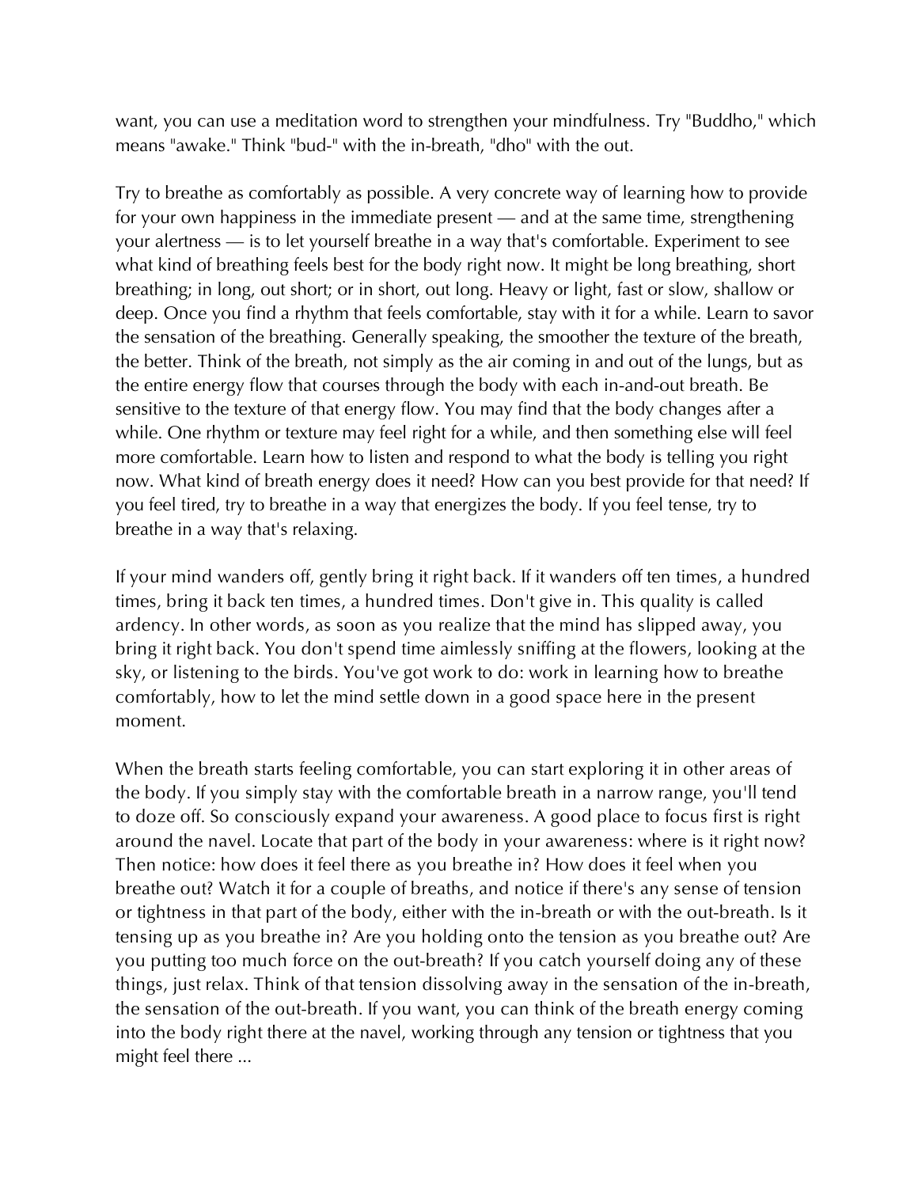want, you can use a meditation word to strengthen your mindfulness. Try "Buddho," which means "awake." Think "bud-" with the in-breath, "dho" with the out.

Try to breathe as comfortably as possible. A very concrete way of learning how to provide for your own happiness in the immediate present — and at the same time, strengthening your alertness — is to let yourself breathe in a way that's comfortable. Experiment to see what kind of breathing feels best for the body right now. It might be long breathing, short breathing; in long, out short; or in short, out long. Heavy or light, fast or slow, shallow or deep. Once you find a rhythm that feels comfortable, stay with it for a while. Learn to savor the sensation of the breathing. Generally speaking, the smoother the texture of the breath, the better. Think of the breath, not simply as the air coming in and out of the lungs, but as the entire energy flow that courses through the body with each in-and-out breath. Be sensitive to the texture of that energy flow. You may find that the body changes after a while. One rhythm or texture may feel right for a while, and then something else will feel more comfortable. Learn how to listen and respond to what the body is telling you right now. What kind of breath energy does it need? How can you best provide for that need? If you feel tired, try to breathe in a way that energizes the body. If you feel tense, try to breathe in a way that's relaxing.

If your mind wanders off, gently bring it right back. If it wanders off ten times, a hundred times, bring it back ten times, a hundred times. Don't give in. This quality is called ardency. In other words, as soon as you realize that the mind has slipped away, you bring it right back. You don't spend time aimlessly sniffing at the flowers, looking at the sky, or listening to the birds. You've got work to do: work in learning how to breathe comfortably, how to let the mind settle down in a good space here in the present moment.

When the breath starts feeling comfortable, you can start exploring it in other areas of the body. If you simply stay with the comfortable breath in a narrow range, you'll tend to doze off. So consciously expand your awareness. A good place to focus first is right around the navel. Locate that part of the body in your awareness: where is it right now? Then notice: how does it feel there as you breathe in? How does it feel when you breathe out? Watch it for a couple of breaths, and notice if there's any sense of tension or tightness in that part of the body, either with the in-breath or with the out-breath. Is it tensing up as you breathe in? Are you holding onto the tension as you breathe out? Are you putting too much force on the out-breath? If you catch yourself doing any of these things, just relax. Think of that tension dissolving away in the sensation of the in-breath, the sensation of the out-breath. If you want, you can think of the breath energy coming into the body right there at the navel, working through any tension or tightness that you might feel there ...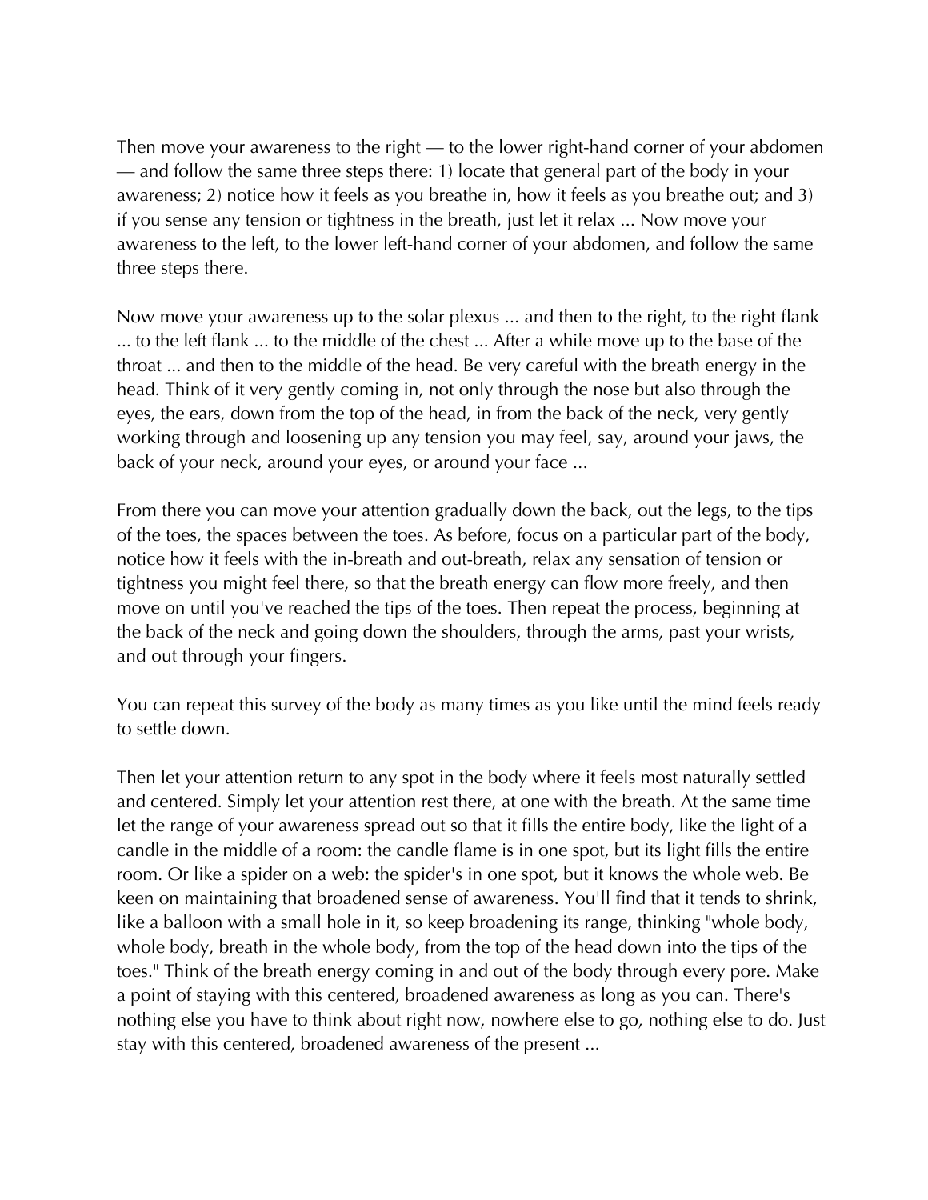Then move your awareness to the right — to the lower right-hand corner of your abdomen — and follow the same three steps there: 1) locate that general part of the body in your awareness; 2) notice how it feels as you breathe in, how it feels as you breathe out; and 3) if you sense any tension or tightness in the breath, just let it relax ... Now move your awareness to the left, to the lower left-hand corner of your abdomen, and follow the same three steps there.

Now move your awareness up to the solar plexus ... and then to the right, to the right flank ... to the left flank ... to the middle of the chest ... After a while move up to the base of the throat ... and then to the middle of the head. Be very careful with the breath energy in the head. Think of it very gently coming in, not only through the nose but also through the eyes, the ears, down from the top of the head, in from the back of the neck, very gently working through and loosening up any tension you may feel, say, around your jaws, the back of your neck, around your eyes, or around your face ...

From there you can move your attention gradually down the back, out the legs, to the tips of the toes, the spaces between the toes. As before, focus on a particular part of the body, notice how it feels with the in-breath and out-breath, relax any sensation of tension or tightness you might feel there, so that the breath energy can flow more freely, and then move on until you've reached the tips of the toes. Then repeat the process, beginning at the back of the neck and going down the shoulders, through the arms, past your wrists, and out through your fingers.

You can repeat this survey of the body as many times as you like until the mind feels ready to settle down.

Then let your attention return to any spot in the body where it feels most naturally settled and centered. Simply let your attention rest there, at one with the breath. At the same time let the range of your awareness spread out so that it fills the entire body, like the light of a candle in the middle of a room: the candle flame is in one spot, but its light fills the entire room. Or like a spider on a web: the spider's in one spot, but it knows the whole web. Be keen on maintaining that broadened sense of awareness. You'll find that it tends to shrink, like a balloon with a small hole in it, so keep broadening its range, thinking "whole body, whole body, breath in the whole body, from the top of the head down into the tips of the toes." Think of the breath energy coming in and out of the body through every pore. Make a point of staying with this centered, broadened awareness as long as you can. There's nothing else you have to think about right now, nowhere else to go, nothing else to do. Just stay with this centered, broadened awareness of the present ...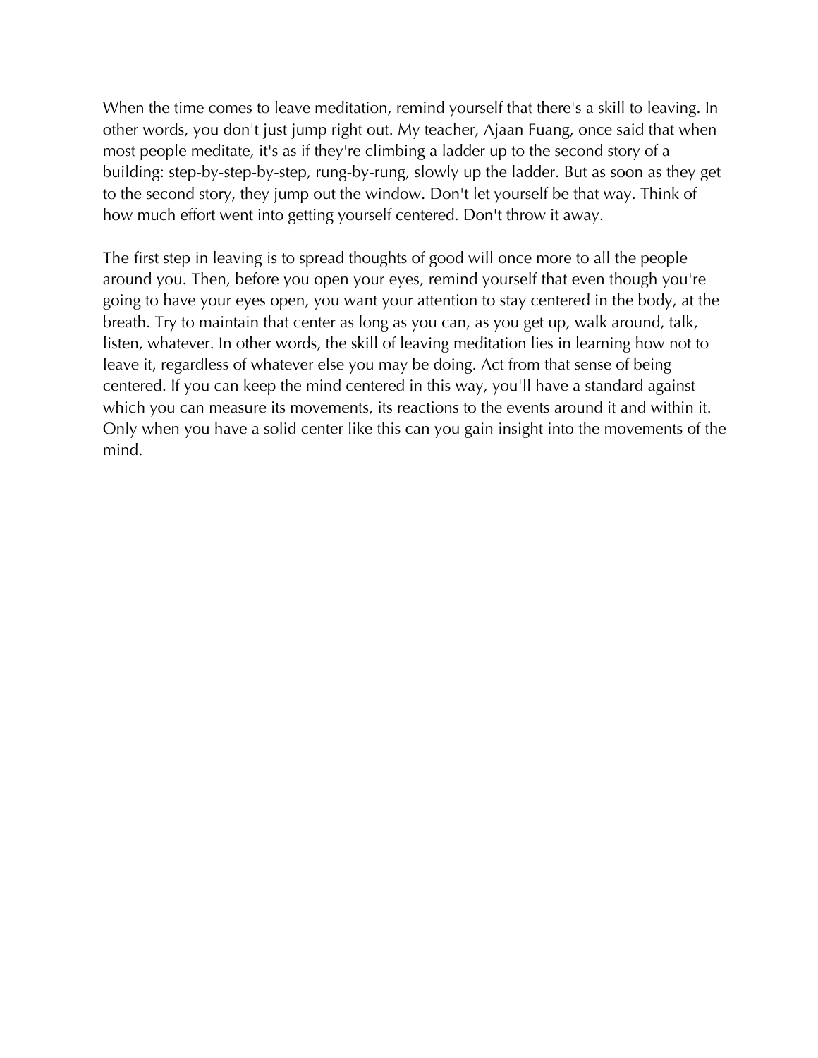When the time comes to leave meditation, remind yourself that there's a skill to leaving. In other words, you don't just jump right out. My teacher, Ajaan Fuang, once said that when most people meditate, it's as if they're climbing a ladder up to the second story of a building: step-by-step-by-step, rung-by-rung, slowly up the ladder. But as soon as they get to the second story, they jump out the window. Don't let yourself be that way. Think of how much effort went into getting yourself centered. Don't throw it away.

The first step in leaving is to spread thoughts of good will once more to all the people around you. Then, before you open your eyes, remind yourself that even though you're going to have your eyes open, you want your attention to stay centered in the body, at the breath. Try to maintain that center as long as you can, as you get up, walk around, talk, listen, whatever. In other words, the skill of leaving meditation lies in learning how not to leave it, regardless of whatever else you may be doing. Act from that sense of being centered. If you can keep the mind centered in this way, you'll have a standard against which you can measure its movements, its reactions to the events around it and within it. Only when you have a solid center like this can you gain insight into the movements of the mind.